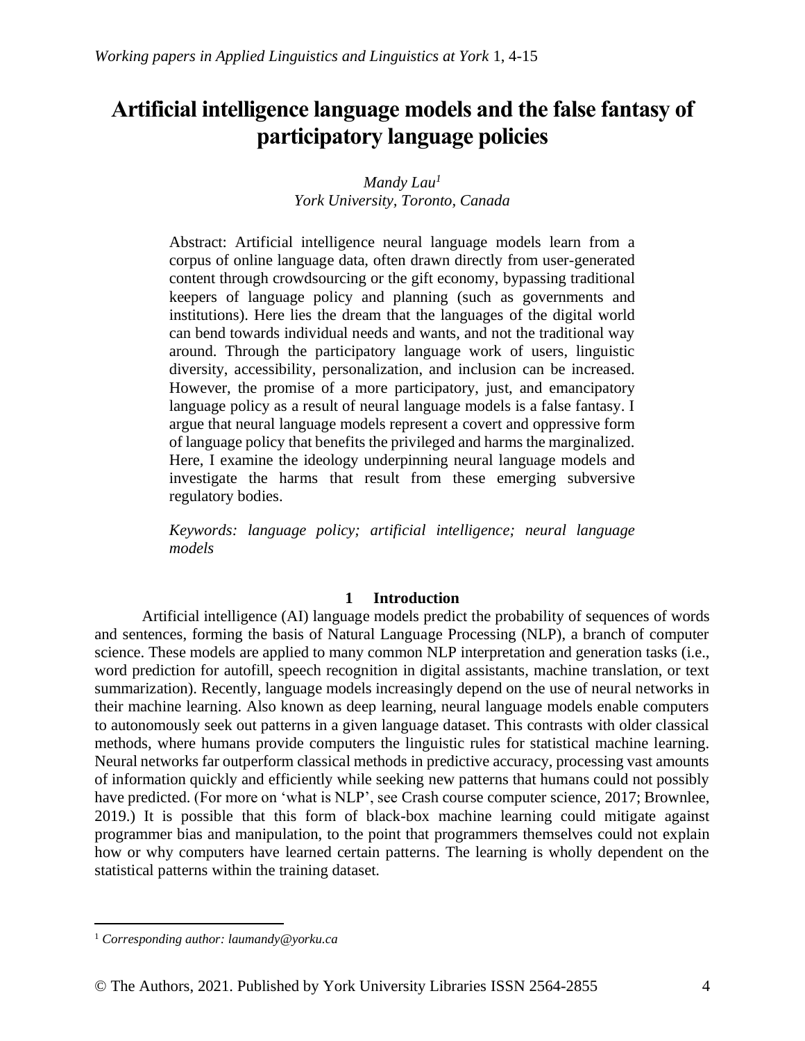# Artificial intelligence language models and the false fantasy of participatory language policies

*Mandy Lau*[1]
*York University, Toronto, Canada*

Abstract: Artificial intelligence neural language models learn from a corpus of online language data, often drawn directly from user-generated content through crowdsourcing or the gift economy, bypassing traditional keepers of language policy and planning (such as governments and institutions). Here lies the dream that the languages of the digital world can bend towards individual needs and wants, and not the traditional way around. Through the participatory language work of users, linguistic diversity, accessibility, personalization, and inclusion can be increased. However, the promise of a more participatory, just, and emancipatory language policy as a result of neural language models is a false fantasy. I argue that neural language models represent a covert and oppressive form of language policy that benefits the privileged and harms the marginalized. Here, I examine the ideology underpinning neural language models and investigate the harms that result from these emerging subversive regulatory bodies.

*Keywords: language policy; artificial intelligence; neural language models*

## 1 Introduction

Artificial intelligence (AI) language models predict the probability of sequences of words and sentences, forming the basis of Natural Language Processing (NLP), a branch of computer science. These models are applied to many common NLP interpretation and generation tasks (i.e., word prediction for autofill, speech recognition in digital assistants, machine translation, or text summarization). Recently, language models increasingly depend on the use of neural networks in their machine learning. Also known as deep learning, neural language models enable computers to autonomously seek out patterns in a given language dataset. This contrasts with older classical methods, where humans provide computers the linguistic rules for statistical machine learning. Neural networks far outperform classical methods in predictive accuracy, processing vast amounts of information quickly and efficiently while seeking new patterns that humans could not possibly have predicted. (For more on 'what is NLP', see Crash course computer science, 2017; Brownlee, 2019.) It is possible that this form of black-box machine learning could mitigate against programmer bias and manipulation, to the point that programmers themselves could not explain how or why computers have learned certain patterns. The learning is wholly dependent on the statistical patterns within the training dataset.

[1] *Corresponding author: laumandy@yorku.ca*

© The Authors, 2021. Published by York University Libraries ISSN 2564-2855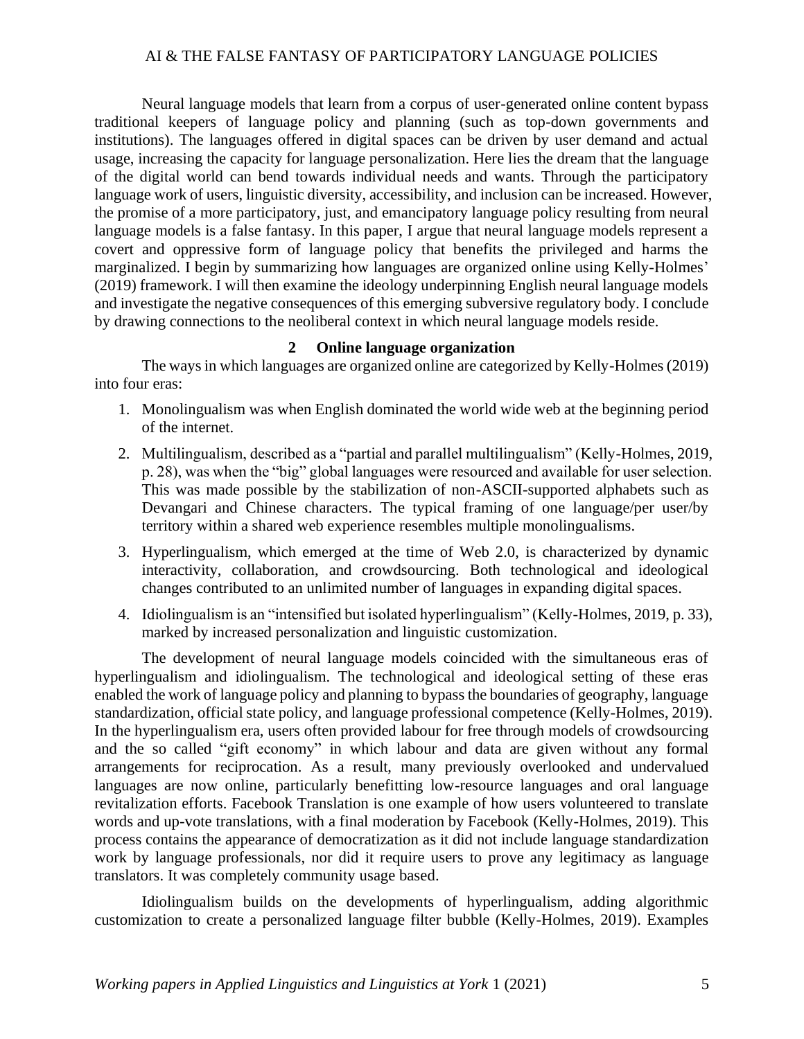Neural language models that learn from a corpus of user-generated online content bypass traditional keepers of language policy and planning (such as top-down governments and institutions). The languages offered in digital spaces can be driven by user demand and actual usage, increasing the capacity for language personalization. Here lies the dream that the language of the digital world can bend towards individual needs and wants. Through the participatory language work of users, linguistic diversity, accessibility, and inclusion can be increased. However, the promise of a more participatory, just, and emancipatory language policy resulting from neural language models is a false fantasy. In this paper, I argue that neural language models represent a covert and oppressive form of language policy that benefits the privileged and harms the marginalized. I begin by summarizing how languages are organized online using Kelly-Holmes' (2019) framework. I will then examine the ideology underpinning English neural language models and investigate the negative consequences of this emerging subversive regulatory body. I conclude by drawing connections to the neoliberal context in which neural language models reside.

## 2 Online language organization

The ways in which languages are organized online are categorized by Kelly-Holmes (2019) into four eras:

1. Monolingualism was when English dominated the world wide web at the beginning period of the internet.
2. Multilingualism, described as a "partial and parallel multilingualism" (Kelly-Holmes, 2019, p. 28), was when the "big" global languages were resourced and available for user selection. This was made possible by the stabilization of non-ASCII-supported alphabets such as Devangari and Chinese characters. The typical framing of one language/per user/by territory within a shared web experience resembles multiple monolingualisms.
3. Hyperlingualism, which emerged at the time of Web 2.0, is characterized by dynamic interactivity, collaboration, and crowdsourcing. Both technological and ideological changes contributed to an unlimited number of languages in expanding digital spaces.
4. Idiolingualism is an "intensified but isolated hyperlingualism" (Kelly-Holmes, 2019, p. 33), marked by increased personalization and linguistic customization.

The development of neural language models coincided with the simultaneous eras of hyperlingualism and idiolingualism. The technological and ideological setting of these eras enabled the work of language policy and planning to bypass the boundaries of geography, language standardization, official state policy, and language professional competence (Kelly-Holmes, 2019). In the hyperlingualism era, users often provided labour for free through models of crowdsourcing and the so called "gift economy" in which labour and data are given without any formal arrangements for reciprocation. As a result, many previously overlooked and undervalued languages are now online, particularly benefitting low-resource languages and oral language revitalization efforts. Facebook Translation is one example of how users volunteered to translate words and up-vote translations, with a final moderation by Facebook (Kelly-Holmes, 2019). This process contains the appearance of democratization as it did not include language standardization work by language professionals, nor did it require users to prove any legitimacy as language translators. It was completely community usage based.

Idiolingualism builds on the developments of hyperlingualism, adding algorithmic customization to create a personalized language filter bubble (Kelly-Holmes, 2019). Examples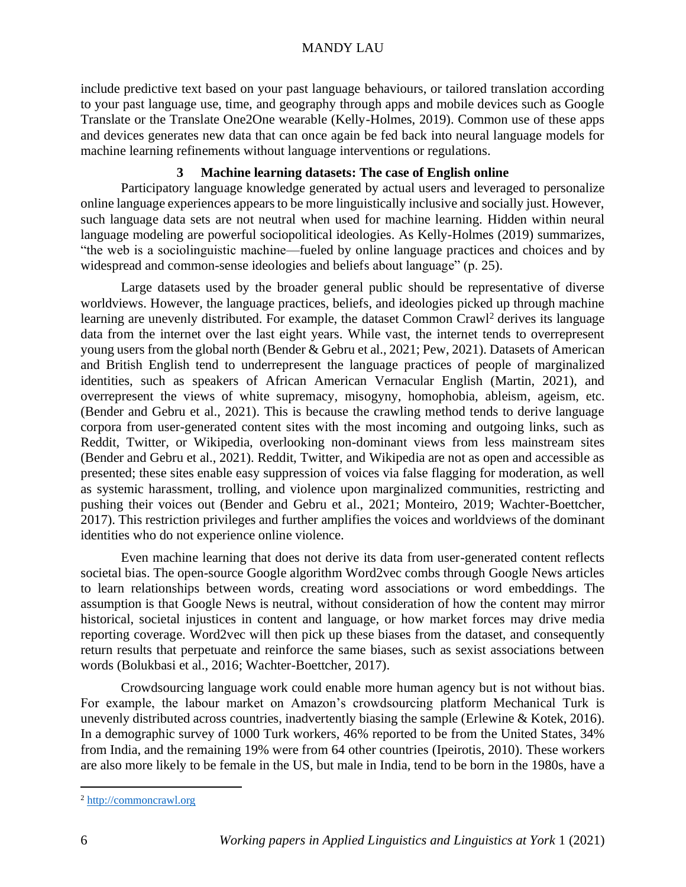include predictive text based on your past language behaviours, or tailored translation according to your past language use, time, and geography through apps and mobile devices such as Google Translate or the Translate One2One wearable (Kelly-Holmes, 2019). Common use of these apps and devices generates new data that can once again be fed back into neural language models for machine learning refinements without language interventions or regulations.

## 3 Machine learning datasets: The case of English online

Participatory language knowledge generated by actual users and leveraged to personalize online language experiences appears to be more linguistically inclusive and socially just. However, such language data sets are not neutral when used for machine learning. Hidden within neural language modeling are powerful sociopolitical ideologies. As Kelly-Holmes (2019) summarizes, "the web is a sociolinguistic machine—fueled by online language practices and choices and by widespread and common-sense ideologies and beliefs about language" (p. 25).

Large datasets used by the broader general public should be representative of diverse worldviews. However, the language practices, beliefs, and ideologies picked up through machine learning are unevenly distributed. For example, the dataset Common Crawl[2] derives its language data from the internet over the last eight years. While vast, the internet tends to overrepresent young users from the global north (Bender & Gebru et al., 2021; Pew, 2021). Datasets of American and British English tend to underrepresent the language practices of people of marginalized identities, such as speakers of African American Vernacular English (Martin, 2021), and overrepresent the views of white supremacy, misogyny, homophobia, ableism, ageism, etc. (Bender and Gebru et al., 2021). This is because the crawling method tends to derive language corpora from user-generated content sites with the most incoming and outgoing links, such as Reddit, Twitter, or Wikipedia, overlooking non-dominant views from less mainstream sites (Bender and Gebru et al., 2021). Reddit, Twitter, and Wikipedia are not as open and accessible as presented; these sites enable easy suppression of voices via false flagging for moderation, as well as systemic harassment, trolling, and violence upon marginalized communities, restricting and pushing their voices out (Bender and Gebru et al., 2021; Monteiro, 2019; Wachter-Boettcher, 2017). This restriction privileges and further amplifies the voices and worldviews of the dominant identities who do not experience online violence.

Even machine learning that does not derive its data from user-generated content reflects societal bias. The open-source Google algorithm Word2vec combs through Google News articles to learn relationships between words, creating word associations or word embeddings. The assumption is that Google News is neutral, without consideration of how the content may mirror historical, societal injustices in content and language, or how market forces may drive media reporting coverage. Word2vec will then pick up these biases from the dataset, and consequently return results that perpetuate and reinforce the same biases, such as sexist associations between words (Bolukbasi et al., 2016; Wachter-Boettcher, 2017).

Crowdsourcing language work could enable more human agency but is not without bias. For example, the labour market on Amazon's crowdsourcing platform Mechanical Turk is unevenly distributed across countries, inadvertently biasing the sample (Erlewine & Kotek, 2016). In a demographic survey of 1000 Turk workers, 46% reported to be from the United States, 34% from India, and the remaining 19% were from 64 other countries (Ipeirotis, 2010). These workers are also more likely to be female in the US, but male in India, tend to be born in the 1980s, have a

[2] http://commoncrawl.org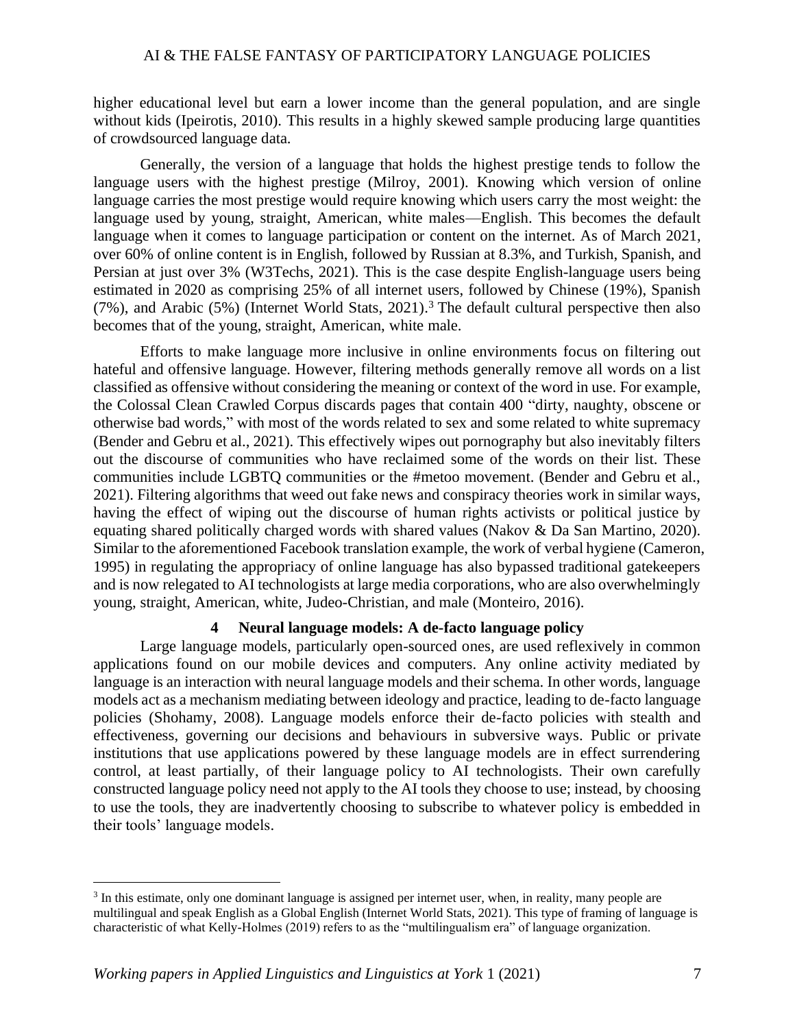higher educational level but earn a lower income than the general population, and are single without kids (Ipeirotis, 2010). This results in a highly skewed sample producing large quantities of crowdsourced language data.

Generally, the version of a language that holds the highest prestige tends to follow the language users with the highest prestige (Milroy, 2001). Knowing which version of online language carries the most prestige would require knowing which users carry the most weight: the language used by young, straight, American, white males—English. This becomes the default language when it comes to language participation or content on the internet. As of March 2021, over 60% of online content is in English, followed by Russian at 8.3%, and Turkish, Spanish, and Persian at just over 3% (W3Techs, 2021). This is the case despite English-language users being estimated in 2020 as comprising 25% of all internet users, followed by Chinese (19%), Spanish (7%), and Arabic (5%) (Internet World Stats, 2021).[3] The default cultural perspective then also becomes that of the young, straight, American, white male.

Efforts to make language more inclusive in online environments focus on filtering out hateful and offensive language. However, filtering methods generally remove all words on a list classified as offensive without considering the meaning or context of the word in use. For example, the Colossal Clean Crawled Corpus discards pages that contain 400 "dirty, naughty, obscene or otherwise bad words," with most of the words related to sex and some related to white supremacy (Bender and Gebru et al., 2021). This effectively wipes out pornography but also inevitably filters out the discourse of communities who have reclaimed some of the words on their list. These communities include LGBTQ communities or the #metoo movement. (Bender and Gebru et al., 2021). Filtering algorithms that weed out fake news and conspiracy theories work in similar ways, having the effect of wiping out the discourse of human rights activists or political justice by equating shared politically charged words with shared values (Nakov & Da San Martino, 2020). Similar to the aforementioned Facebook translation example, the work of verbal hygiene (Cameron, 1995) in regulating the appropriacy of online language has also bypassed traditional gatekeepers and is now relegated to AI technologists at large media corporations, who are also overwhelmingly young, straight, American, white, Judeo-Christian, and male (Monteiro, 2016).

## 4 Neural language models: A de-facto language policy

Large language models, particularly open-sourced ones, are used reflexively in common applications found on our mobile devices and computers. Any online activity mediated by language is an interaction with neural language models and their schema. In other words, language models act as a mechanism mediating between ideology and practice, leading to de-facto language policies (Shohamy, 2008). Language models enforce their de-facto policies with stealth and effectiveness, governing our decisions and behaviours in subversive ways. Public or private institutions that use applications powered by these language models are in effect surrendering control, at least partially, of their language policy to AI technologists. Their own carefully constructed language policy need not apply to the AI tools they choose to use; instead, by choosing to use the tools, they are inadvertently choosing to subscribe to whatever policy is embedded in their tools' language models.

---

[3] In this estimate, only one dominant language is assigned per internet user, when, in reality, many people are multilingual and speak English as a Global English (Internet World Stats, 2021). This type of framing of language is characteristic of what Kelly-Holmes (2019) refers to as the "multilingualism era" of language organization.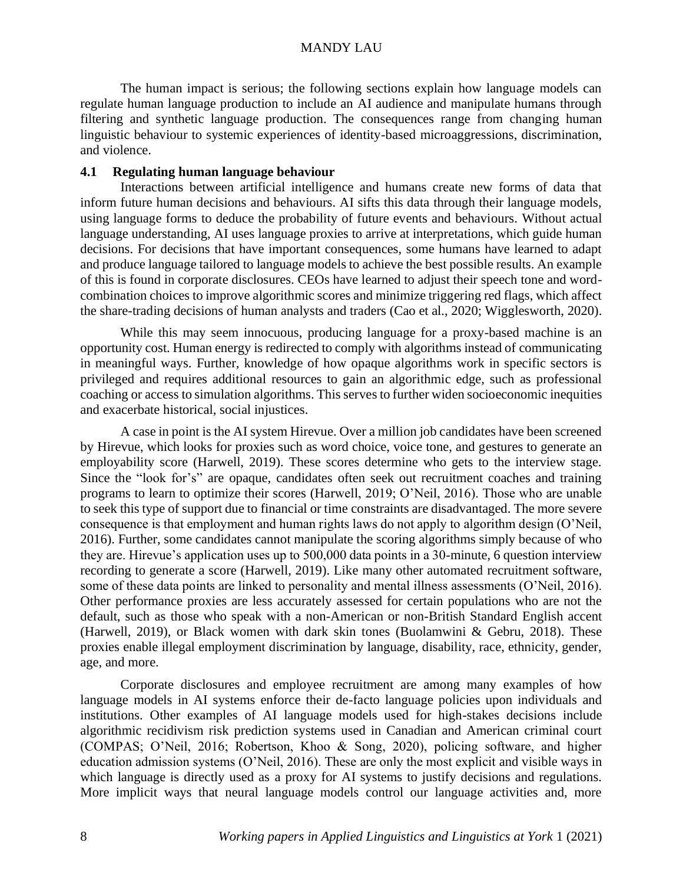The human impact is serious; the following sections explain how language models can regulate human language production to include an AI audience and manipulate humans through filtering and synthetic language production. The consequences range from changing human linguistic behaviour to systemic experiences of identity-based microaggressions, discrimination, and violence.

### 4.1 Regulating human language behaviour

Interactions between artificial intelligence and humans create new forms of data that inform future human decisions and behaviours. AI sifts this data through their language models, using language forms to deduce the probability of future events and behaviours. Without actual language understanding, AI uses language proxies to arrive at interpretations, which guide human decisions. For decisions that have important consequences, some humans have learned to adapt and produce language tailored to language models to achieve the best possible results. An example of this is found in corporate disclosures. CEOs have learned to adjust their speech tone and word-combination choices to improve algorithmic scores and minimize triggering red flags, which affect the share-trading decisions of human analysts and traders (Cao et al., 2020; Wigglesworth, 2020).

While this may seem innocuous, producing language for a proxy-based machine is an opportunity cost. Human energy is redirected to comply with algorithms instead of communicating in meaningful ways. Further, knowledge of how opaque algorithms work in specific sectors is privileged and requires additional resources to gain an algorithmic edge, such as professional coaching or access to simulation algorithms. This serves to further widen socioeconomic inequities and exacerbate historical, social injustices.

A case in point is the AI system Hirevue. Over a million job candidates have been screened by Hirevue, which looks for proxies such as word choice, voice tone, and gestures to generate an employability score (Harwell, 2019). These scores determine who gets to the interview stage. Since the "look for's" are opaque, candidates often seek out recruitment coaches and training programs to learn to optimize their scores (Harwell, 2019; O'Neil, 2016). Those who are unable to seek this type of support due to financial or time constraints are disadvantaged. The more severe consequence is that employment and human rights laws do not apply to algorithm design (O'Neil, 2016). Further, some candidates cannot manipulate the scoring algorithms simply because of who they are. Hirevue's application uses up to 500,000 data points in a 30-minute, 6 question interview recording to generate a score (Harwell, 2019). Like many other automated recruitment software, some of these data points are linked to personality and mental illness assessments (O'Neil, 2016). Other performance proxies are less accurately assessed for certain populations who are not the default, such as those who speak with a non-American or non-British Standard English accent (Harwell, 2019), or Black women with dark skin tones (Buolamwini & Gebru, 2018). These proxies enable illegal employment discrimination by language, disability, race, ethnicity, gender, age, and more.

Corporate disclosures and employee recruitment are among many examples of how language models in AI systems enforce their de-facto language policies upon individuals and institutions. Other examples of AI language models used for high-stakes decisions include algorithmic recidivism risk prediction systems used in Canadian and American criminal court (COMPAS; O'Neil, 2016; Robertson, Khoo & Song, 2020), policing software, and higher education admission systems (O'Neil, 2016). These are only the most explicit and visible ways in which language is directly used as a proxy for AI systems to justify decisions and regulations. More implicit ways that neural language models control our language activities and, more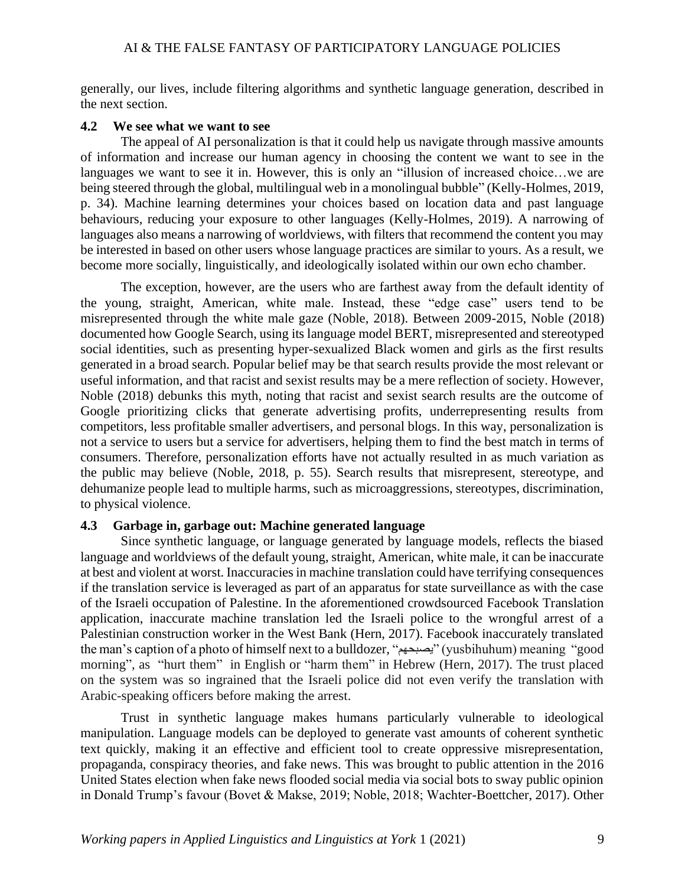generally, our lives, include filtering algorithms and synthetic language generation, described in the next section.

### 4.2 We see what we want to see

The appeal of AI personalization is that it could help us navigate through massive amounts of information and increase our human agency in choosing the content we want to see in the languages we want to see it in. However, this is only an "illusion of increased choice…we are being steered through the global, multilingual web in a monolingual bubble" (Kelly-Holmes, 2019, p. 34). Machine learning determines your choices based on location data and past language behaviours, reducing your exposure to other languages (Kelly-Holmes, 2019). A narrowing of languages also means a narrowing of worldviews, with filters that recommend the content you may be interested in based on other users whose language practices are similar to yours. As a result, we become more socially, linguistically, and ideologically isolated within our own echo chamber.

The exception, however, are the users who are farthest away from the default identity of the young, straight, American, white male. Instead, these "edge case" users tend to be misrepresented through the white male gaze (Noble, 2018). Between 2009-2015, Noble (2018) documented how Google Search, using its language model BERT, misrepresented and stereotyped social identities, such as presenting hyper-sexualized Black women and girls as the first results generated in a broad search. Popular belief may be that search results provide the most relevant or useful information, and that racist and sexist results may be a mere reflection of society. However, Noble (2018) debunks this myth, noting that racist and sexist search results are the outcome of Google prioritizing clicks that generate advertising profits, underrepresenting results from competitors, less profitable smaller advertisers, and personal blogs. In this way, personalization is not a service to users but a service for advertisers, helping them to find the best match in terms of consumers. Therefore, personalization efforts have not actually resulted in as much variation as the public may believe (Noble, 2018, p. 55). Search results that misrepresent, stereotype, and dehumanize people lead to multiple harms, such as microaggressions, stereotypes, discrimination, to physical violence.

### 4.3 Garbage in, garbage out: Machine generated language

Since synthetic language, or language generated by language models, reflects the biased language and worldviews of the default young, straight, American, white male, it can be inaccurate at best and violent at worst. Inaccuracies in machine translation could have terrifying consequences if the translation service is leveraged as part of an apparatus for state surveillance as with the case of the Israeli occupation of Palestine. In the aforementioned crowdsourced Facebook Translation application, inaccurate machine translation led the Israeli police to the wrongful arrest of a Palestinian construction worker in the West Bank (Hern, 2017). Facebook inaccurately translated the man's caption of a photo of himself next to a bulldozer, "يصبحهم" (yusbihuhum) meaning "good morning", as "hurt them" in English or "harm them" in Hebrew (Hern, 2017). The trust placed on the system was so ingrained that the Israeli police did not even verify the translation with Arabic-speaking officers before making the arrest.

Trust in synthetic language makes humans particularly vulnerable to ideological manipulation. Language models can be deployed to generate vast amounts of coherent synthetic text quickly, making it an effective and efficient tool to create oppressive misrepresentation, propaganda, conspiracy theories, and fake news. This was brought to public attention in the 2016 United States election when fake news flooded social media via social bots to sway public opinion in Donald Trump's favour (Bovet & Makse, 2019; Noble, 2018; Wachter-Boettcher, 2017). Other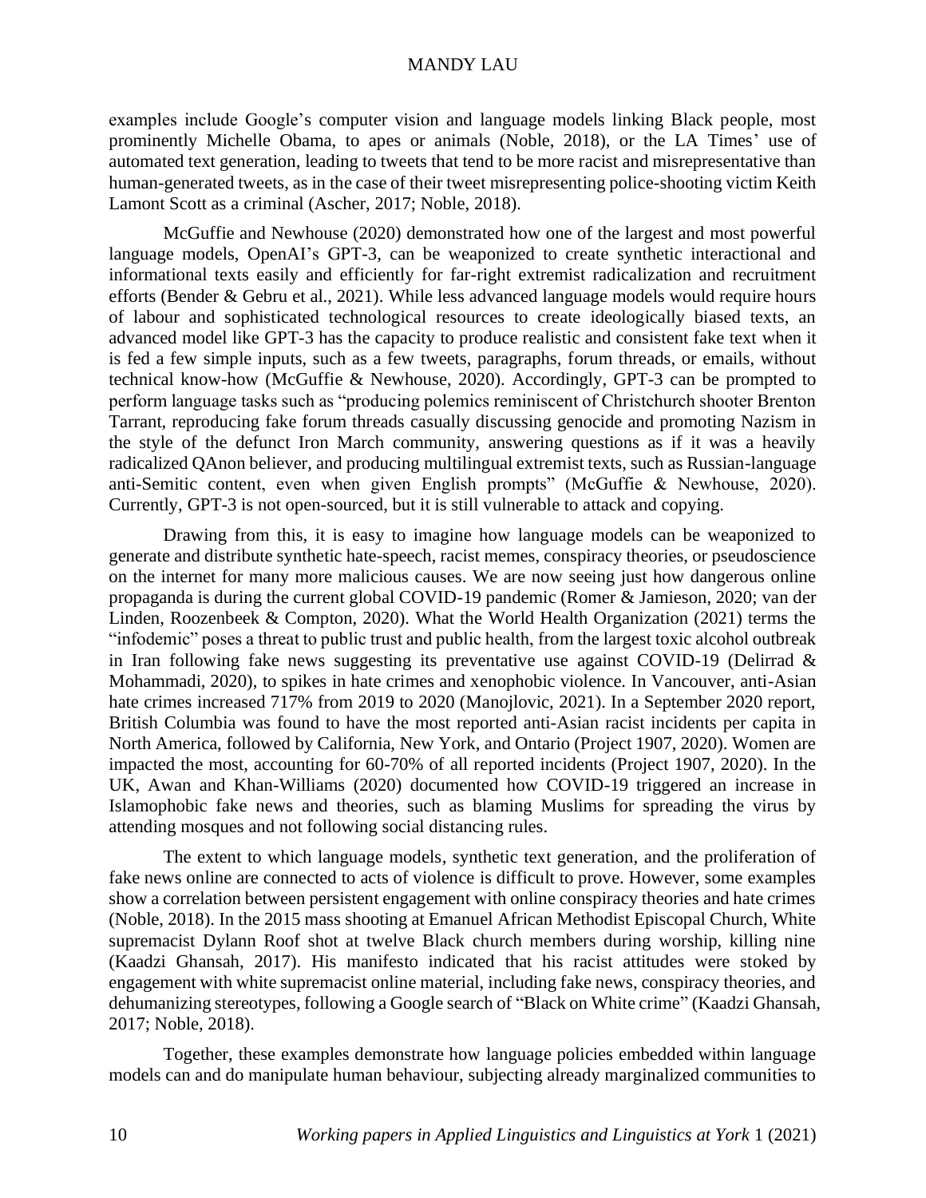examples include Google's computer vision and language models linking Black people, most prominently Michelle Obama, to apes or animals (Noble, 2018), or the LA Times' use of automated text generation, leading to tweets that tend to be more racist and misrepresentative than human-generated tweets, as in the case of their tweet misrepresenting police-shooting victim Keith Lamont Scott as a criminal (Ascher, 2017; Noble, 2018).

McGuffie and Newhouse (2020) demonstrated how one of the largest and most powerful language models, OpenAI's GPT-3, can be weaponized to create synthetic interactional and informational texts easily and efficiently for far-right extremist radicalization and recruitment efforts (Bender & Gebru et al., 2021). While less advanced language models would require hours of labour and sophisticated technological resources to create ideologically biased texts, an advanced model like GPT-3 has the capacity to produce realistic and consistent fake text when it is fed a few simple inputs, such as a few tweets, paragraphs, forum threads, or emails, without technical know-how (McGuffie & Newhouse, 2020). Accordingly, GPT-3 can be prompted to perform language tasks such as "producing polemics reminiscent of Christchurch shooter Brenton Tarrant, reproducing fake forum threads casually discussing genocide and promoting Nazism in the style of the defunct Iron March community, answering questions as if it was a heavily radicalized QAnon believer, and producing multilingual extremist texts, such as Russian-language anti-Semitic content, even when given English prompts" (McGuffie & Newhouse, 2020). Currently, GPT-3 is not open-sourced, but it is still vulnerable to attack and copying.

Drawing from this, it is easy to imagine how language models can be weaponized to generate and distribute synthetic hate-speech, racist memes, conspiracy theories, or pseudoscience on the internet for many more malicious causes. We are now seeing just how dangerous online propaganda is during the current global COVID-19 pandemic (Romer & Jamieson, 2020; van der Linden, Roozenbeek & Compton, 2020). What the World Health Organization (2021) terms the "infodemic" poses a threat to public trust and public health, from the largest toxic alcohol outbreak in Iran following fake news suggesting its preventative use against COVID-19 (Delirrad & Mohammadi, 2020), to spikes in hate crimes and xenophobic violence. In Vancouver, anti-Asian hate crimes increased 717% from 2019 to 2020 (Manojlovic, 2021). In a September 2020 report, British Columbia was found to have the most reported anti-Asian racist incidents per capita in North America, followed by California, New York, and Ontario (Project 1907, 2020). Women are impacted the most, accounting for 60-70% of all reported incidents (Project 1907, 2020). In the UK, Awan and Khan-Williams (2020) documented how COVID-19 triggered an increase in Islamophobic fake news and theories, such as blaming Muslims for spreading the virus by attending mosques and not following social distancing rules.

The extent to which language models, synthetic text generation, and the proliferation of fake news online are connected to acts of violence is difficult to prove. However, some examples show a correlation between persistent engagement with online conspiracy theories and hate crimes (Noble, 2018). In the 2015 mass shooting at Emanuel African Methodist Episcopal Church, White supremacist Dylann Roof shot at twelve Black church members during worship, killing nine (Kaadzi Ghansah, 2017). His manifesto indicated that his racist attitudes were stoked by engagement with white supremacist online material, including fake news, conspiracy theories, and dehumanizing stereotypes, following a Google search of "Black on White crime" (Kaadzi Ghansah, 2017; Noble, 2018).

Together, these examples demonstrate how language policies embedded within language models can and do manipulate human behaviour, subjecting already marginalized communities to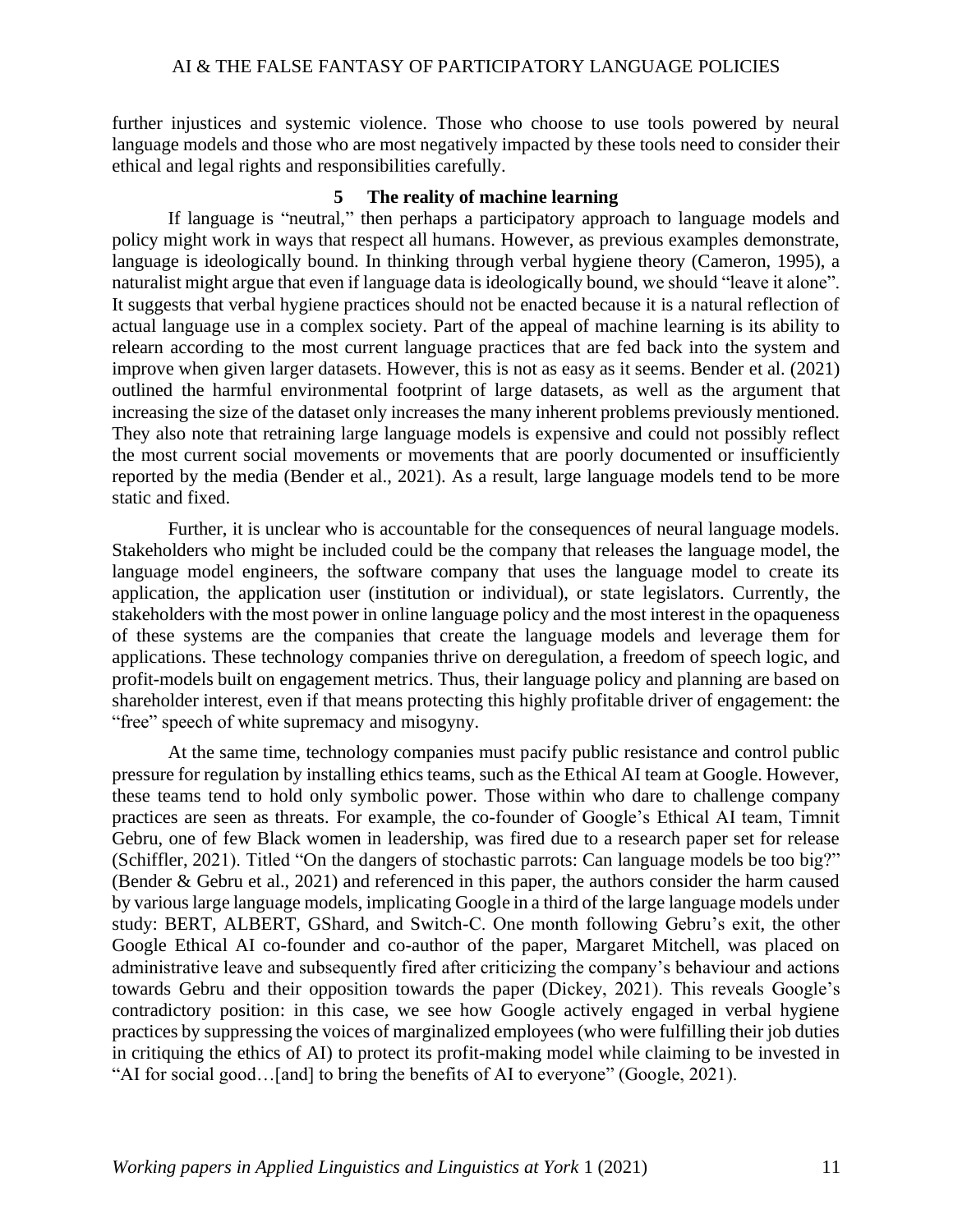further injustices and systemic violence. Those who choose to use tools powered by neural language models and those who are most negatively impacted by these tools need to consider their ethical and legal rights and responsibilities carefully.

## 5 The reality of machine learning

If language is "neutral," then perhaps a participatory approach to language models and policy might work in ways that respect all humans. However, as previous examples demonstrate, language is ideologically bound. In thinking through verbal hygiene theory (Cameron, 1995), a naturalist might argue that even if language data is ideologically bound, we should "leave it alone". It suggests that verbal hygiene practices should not be enacted because it is a natural reflection of actual language use in a complex society. Part of the appeal of machine learning is its ability to relearn according to the most current language practices that are fed back into the system and improve when given larger datasets. However, this is not as easy as it seems. Bender et al. (2021) outlined the harmful environmental footprint of large datasets, as well as the argument that increasing the size of the dataset only increases the many inherent problems previously mentioned. They also note that retraining large language models is expensive and could not possibly reflect the most current social movements or movements that are poorly documented or insufficiently reported by the media (Bender et al., 2021). As a result, large language models tend to be more static and fixed.

Further, it is unclear who is accountable for the consequences of neural language models. Stakeholders who might be included could be the company that releases the language model, the language model engineers, the software company that uses the language model to create its application, the application user (institution or individual), or state legislators. Currently, the stakeholders with the most power in online language policy and the most interest in the opaqueness of these systems are the companies that create the language models and leverage them for applications. These technology companies thrive on deregulation, a freedom of speech logic, and profit-models built on engagement metrics. Thus, their language policy and planning are based on shareholder interest, even if that means protecting this highly profitable driver of engagement: the "free" speech of white supremacy and misogyny.

At the same time, technology companies must pacify public resistance and control public pressure for regulation by installing ethics teams, such as the Ethical AI team at Google. However, these teams tend to hold only symbolic power. Those within who dare to challenge company practices are seen as threats. For example, the co-founder of Google's Ethical AI team, Timnit Gebru, one of few Black women in leadership, was fired due to a research paper set for release (Schiffler, 2021). Titled "On the dangers of stochastic parrots: Can language models be too big?" (Bender & Gebru et al., 2021) and referenced in this paper, the authors consider the harm caused by various large language models, implicating Google in a third of the large language models under study: BERT, ALBERT, GShard, and Switch-C. One month following Gebru's exit, the other Google Ethical AI co-founder and co-author of the paper, Margaret Mitchell, was placed on administrative leave and subsequently fired after criticizing the company's behaviour and actions towards Gebru and their opposition towards the paper (Dickey, 2021). This reveals Google's contradictory position: in this case, we see how Google actively engaged in verbal hygiene practices by suppressing the voices of marginalized employees (who were fulfilling their job duties in critiquing the ethics of AI) to protect its profit-making model while claiming to be invested in "AI for social good…[and] to bring the benefits of AI to everyone" (Google, 2021).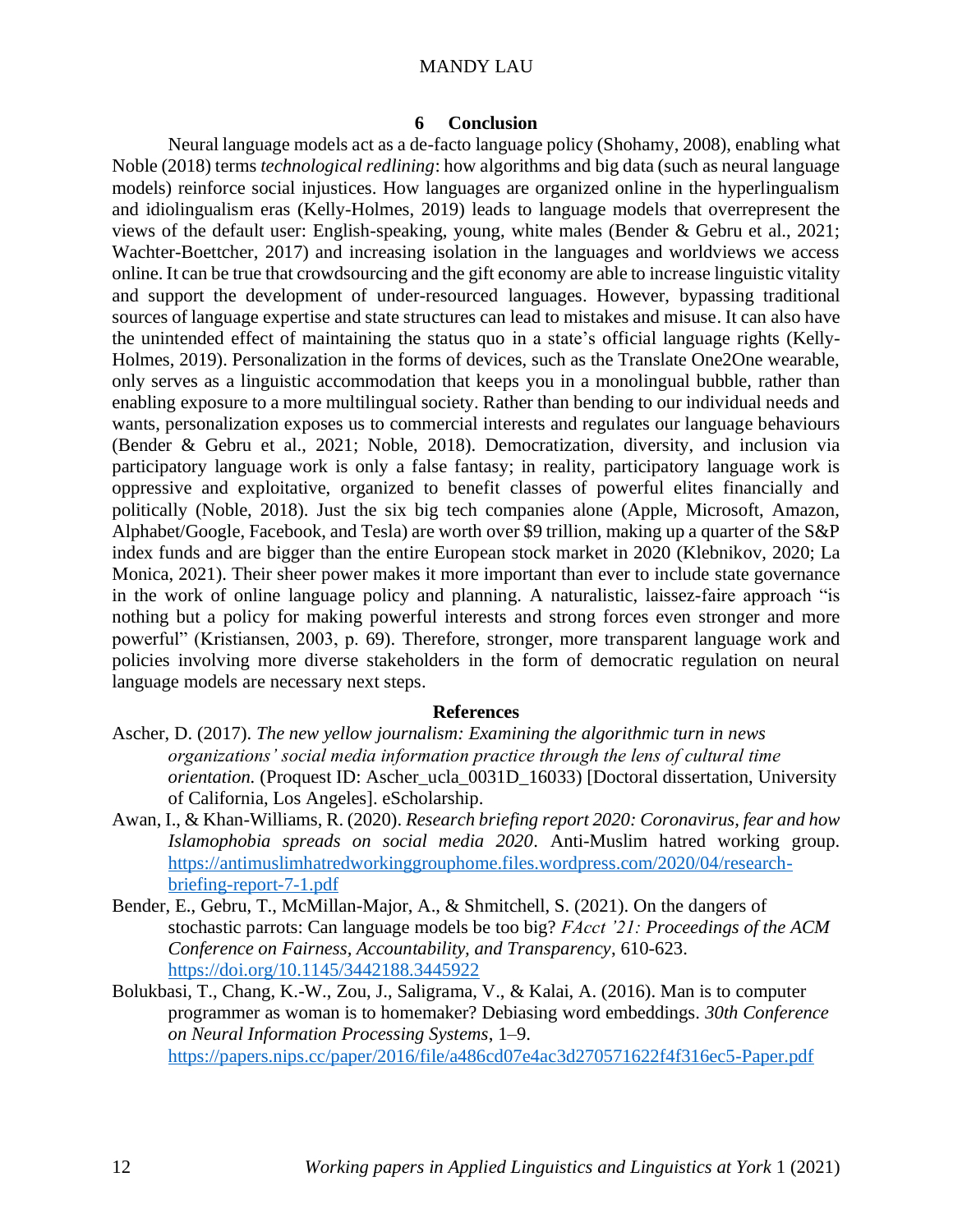## 6 Conclusion

Neural language models act as a de-facto language policy (Shohamy, 2008), enabling what Noble (2018) terms *technological redlining*: how algorithms and big data (such as neural language models) reinforce social injustices. How languages are organized online in the hyperlingualism and idiolingualism eras (Kelly-Holmes, 2019) leads to language models that overrepresent the views of the default user: English-speaking, young, white males (Bender & Gebru et al., 2021; Wachter-Boettcher, 2017) and increasing isolation in the languages and worldviews we access online. It can be true that crowdsourcing and the gift economy are able to increase linguistic vitality and support the development of under-resourced languages. However, bypassing traditional sources of language expertise and state structures can lead to mistakes and misuse. It can also have the unintended effect of maintaining the status quo in a state's official language rights (Kelly-Holmes, 2019). Personalization in the forms of devices, such as the Translate One2One wearable, only serves as a linguistic accommodation that keeps you in a monolingual bubble, rather than enabling exposure to a more multilingual society. Rather than bending to our individual needs and wants, personalization exposes us to commercial interests and regulates our language behaviours (Bender & Gebru et al., 2021; Noble, 2018). Democratization, diversity, and inclusion via participatory language work is only a false fantasy; in reality, participatory language work is oppressive and exploitative, organized to benefit classes of powerful elites financially and politically (Noble, 2018). Just the six big tech companies alone (Apple, Microsoft, Amazon, Alphabet/Google, Facebook, and Tesla) are worth over $9 trillion, making up a quarter of the S&P index funds and are bigger than the entire European stock market in 2020 (Klebnikov, 2020; La Monica, 2021). Their sheer power makes it more important than ever to include state governance in the work of online language policy and planning. A naturalistic, laissez-faire approach "is nothing but a policy for making powerful interests and strong forces even stronger and more powerful" (Kristiansen, 2003, p. 69). Therefore, stronger, more transparent language work and policies involving more diverse stakeholders in the form of democratic regulation on neural language models are necessary next steps.

## References

Ascher, D. (2017). *The new yellow journalism: Examining the algorithmic turn in news organizations' social media information practice through the lens of cultural time orientation.* (Proquest ID: Ascher_ucla_0031D_16033) [Doctoral dissertation, University of California, Los Angeles]. eScholarship.

Awan, I., & Khan-Williams, R. (2020). *Research briefing report 2020: Coronavirus, fear and how Islamophobia spreads on social media 2020*. Anti-Muslim hatred working group. https://antimuslimhatredworkinggrouphome.files.wordpress.com/2020/04/research-briefing-report-7-1.pdf

Bender, E., Gebru, T., McMillan-Major, A., & Shmitchell, S. (2021). On the dangers of stochastic parrots: Can language models be too big? *FAcct '21: Proceedings of the ACM Conference on Fairness, Accountability, and Transparency*, 610-623. https://doi.org/10.1145/3442188.3445922

Bolukbasi, T., Chang, K.-W., Zou, J., Saligrama, V., & Kalai, A. (2016). Man is to computer programmer as woman is to homemaker? Debiasing word embeddings. *30th Conference on Neural Information Processing Systems*, 1–9. https://papers.nips.cc/paper/2016/file/a486cd07e4ac3d270571622f4f316ec5-Paper.pdf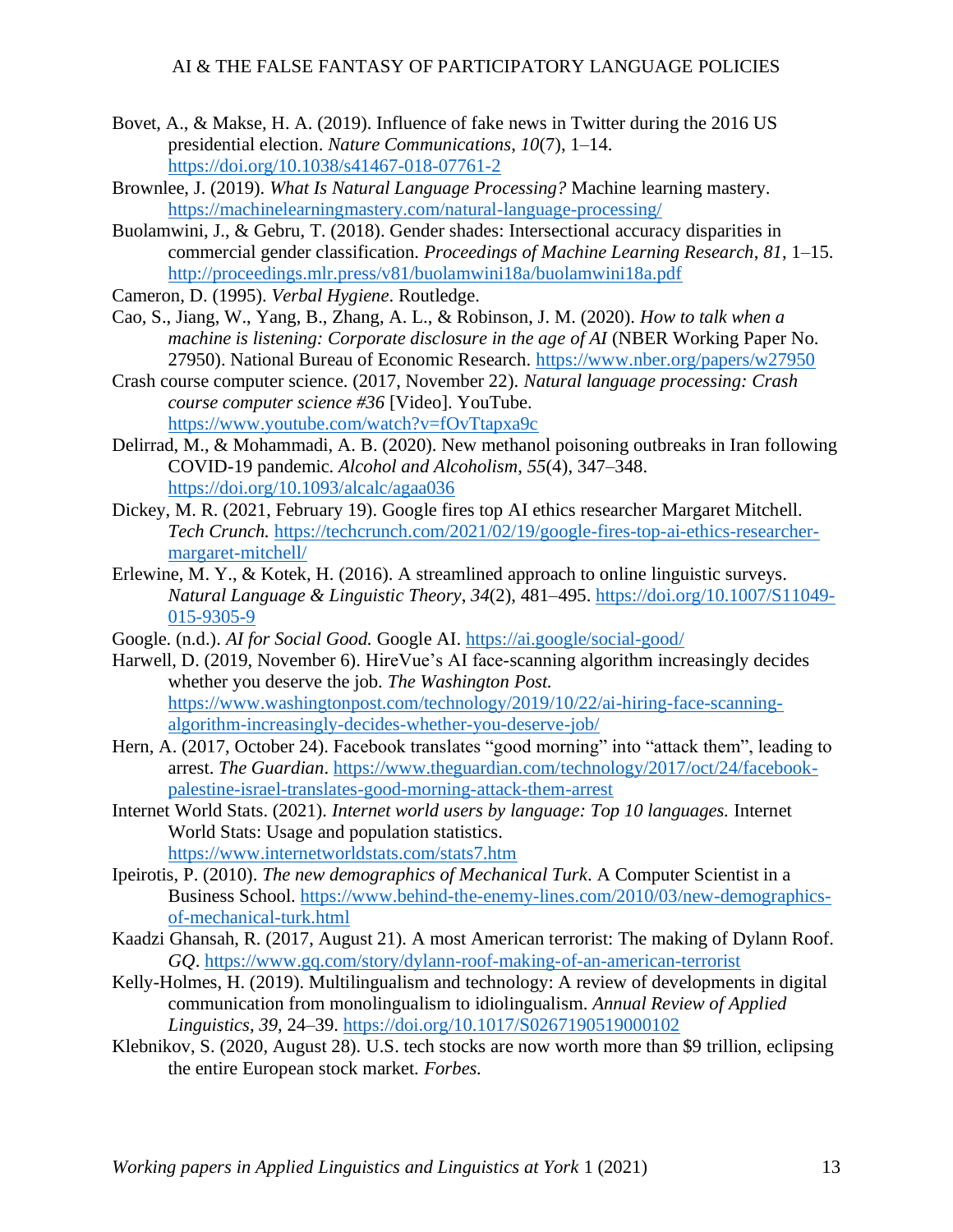Bovet, A., & Makse, H. A. (2019). Influence of fake news in Twitter during the 2016 US presidential election. *Nature Communications*, *10*(7), 1–14. https://doi.org/10.1038/s41467-018-07761-2

Brownlee, J. (2019). *What Is Natural Language Processing?* Machine learning mastery. https://machinelearningmastery.com/natural-language-processing/

Buolamwini, J., & Gebru, T. (2018). Gender shades: Intersectional accuracy disparities in commercial gender classification. *Proceedings of Machine Learning Research*, *81*, 1–15. http://proceedings.mlr.press/v81/buolamwini18a/buolamwini18a.pdf

Cameron, D. (1995). *Verbal Hygiene*. Routledge.

Cao, S., Jiang, W., Yang, B., Zhang, A. L., & Robinson, J. M. (2020). *How to talk when a machine is listening: Corporate disclosure in the age of AI* (NBER Working Paper No. 27950). National Bureau of Economic Research. https://www.nber.org/papers/w27950

Crash course computer science. (2017, November 22). *Natural language processing: Crash course computer science #36* [Video]. YouTube. https://www.youtube.com/watch?v=fOvTtapxa9c

Delirrad, M., & Mohammadi, A. B. (2020). New methanol poisoning outbreaks in Iran following COVID-19 pandemic. *Alcohol and Alcoholism*, *55*(4), 347–348. https://doi.org/10.1093/alcalc/agaa036

Dickey, M. R. (2021, February 19). Google fires top AI ethics researcher Margaret Mitchell. *Tech Crunch.* https://techcrunch.com/2021/02/19/google-fires-top-ai-ethics-researcher-margaret-mitchell/

Erlewine, M. Y., & Kotek, H. (2016). A streamlined approach to online linguistic surveys. *Natural Language & Linguistic Theory*, *34*(2), 481–495. https://doi.org/10.1007/S11049-015-9305-9

Google. (n.d.). *AI for Social Good.* Google AI. https://ai.google/social-good/

Harwell, D. (2019, November 6). HireVue's AI face-scanning algorithm increasingly decides whether you deserve the job. *The Washington Post.* https://www.washingtonpost.com/technology/2019/10/22/ai-hiring-face-scanning-algorithm-increasingly-decides-whether-you-deserve-job/

Hern, A. (2017, October 24). Facebook translates "good morning" into "attack them", leading to arrest. *The Guardian*. https://www.theguardian.com/technology/2017/oct/24/facebook-palestine-israel-translates-good-morning-attack-them-arrest

Internet World Stats. (2021). *Internet world users by language: Top 10 languages.* Internet World Stats: Usage and population statistics. https://www.internetworldstats.com/stats7.htm

Ipeirotis, P. (2010). *The new demographics of Mechanical Turk*. A Computer Scientist in a Business School. https://www.behind-the-enemy-lines.com/2010/03/new-demographics-of-mechanical-turk.html

Kaadzi Ghansah, R. (2017, August 21). A most American terrorist: The making of Dylann Roof. *GQ*. https://www.gq.com/story/dylann-roof-making-of-an-american-terrorist

Kelly-Holmes, H. (2019). Multilingualism and technology: A review of developments in digital communication from monolingualism to idiolingualism. *Annual Review of Applied Linguistics*, *39*, 24–39. https://doi.org/10.1017/S0267190519000102

Klebnikov, S. (2020, August 28). U.S. tech stocks are now worth more than $9 trillion, eclipsing the entire European stock market. *Forbes.*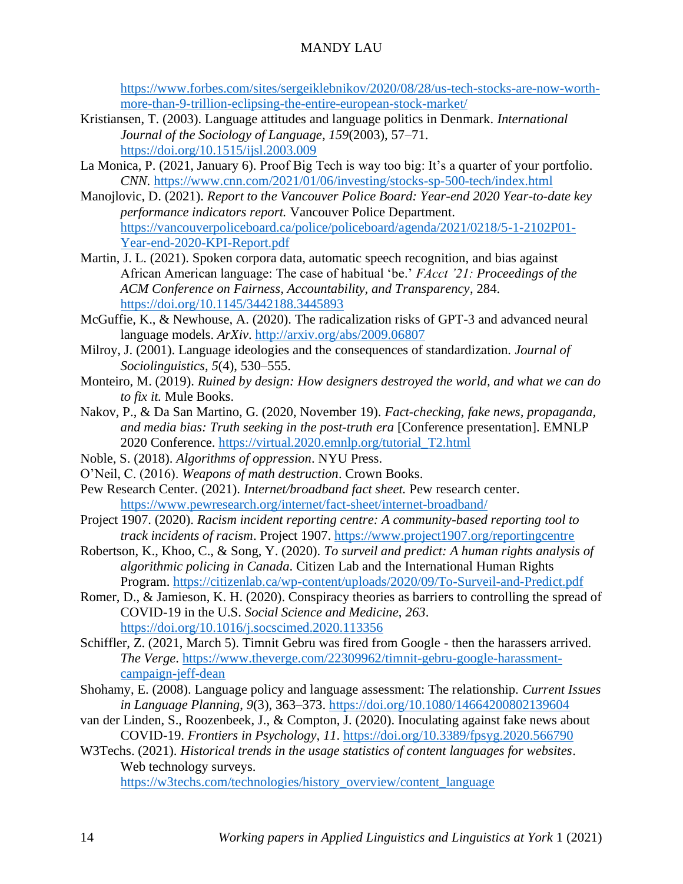https://www.forbes.com/sites/sergeiklebnikov/2020/08/28/us-tech-stocks-are-now-worth-more-than-9-trillion-eclipsing-the-entire-european-stock-market/

Kristiansen, T. (2003). Language attitudes and language politics in Denmark. *International Journal of the Sociology of Language*, *159*(2003), 57–71. https://doi.org/10.1515/ijsl.2003.009

La Monica, P. (2021, January 6). Proof Big Tech is way too big: It's a quarter of your portfolio. *CNN.* https://www.cnn.com/2021/01/06/investing/stocks-sp-500-tech/index.html

Manojlovic, D. (2021). *Report to the Vancouver Police Board: Year-end 2020 Year-to-date key performance indicators report.* Vancouver Police Department. https://vancouverpoliceboard.ca/police/policeboard/agenda/2021/0218/5-1-2102P01-Year-end-2020-KPI-Report.pdf

Martin, J. L. (2021). Spoken corpora data, automatic speech recognition, and bias against African American language: The case of habitual 'be.' *FAcct '21: Proceedings of the ACM Conference on Fairness, Accountability, and Transparency*, 284. https://doi.org/10.1145/3442188.3445893

McGuffie, K., & Newhouse, A. (2020). The radicalization risks of GPT-3 and advanced neural language models. *ArXiv*. http://arxiv.org/abs/2009.06807

Milroy, J. (2001). Language ideologies and the consequences of standardization. *Journal of Sociolinguistics*, *5*(4), 530–555.

Monteiro, M. (2019). *Ruined by design: How designers destroyed the world, and what we can do to fix it.* Mule Books.

Nakov, P., & Da San Martino, G. (2020, November 19). *Fact-checking, fake news, propaganda, and media bias: Truth seeking in the post-truth era* [Conference presentation]. EMNLP 2020 Conference. https://virtual.2020.emnlp.org/tutorial_T2.html

Noble, S. (2018). *Algorithms of oppression*. NYU Press.

O'Neil, C. (2016). *Weapons of math destruction*. Crown Books.

Pew Research Center. (2021). *Internet/broadband fact sheet.* Pew research center. https://www.pewresearch.org/internet/fact-sheet/internet-broadband/

Project 1907. (2020). *Racism incident reporting centre: A community-based reporting tool to track incidents of racism*. Project 1907. https://www.project1907.org/reportingcentre

Robertson, K., Khoo, C., & Song, Y. (2020). *To surveil and predict: A human rights analysis of algorithmic policing in Canada*. Citizen Lab and the International Human Rights Program. https://citizenlab.ca/wp-content/uploads/2020/09/To-Surveil-and-Predict.pdf

Romer, D., & Jamieson, K. H. (2020). Conspiracy theories as barriers to controlling the spread of COVID-19 in the U.S. *Social Science and Medicine*, *263*. https://doi.org/10.1016/j.socscimed.2020.113356

Schiffler, Z. (2021, March 5). Timnit Gebru was fired from Google - then the harassers arrived. *The Verge*. https://www.theverge.com/22309962/timnit-gebru-google-harassment-campaign-jeff-dean

Shohamy, E. (2008). Language policy and language assessment: The relationship. *Current Issues in Language Planning*, *9*(3), 363–373. https://doi.org/10.1080/14664200802139604

van der Linden, S., Roozenbeek, J., & Compton, J. (2020). Inoculating against fake news about COVID-19. *Frontiers in Psychology*, *11*. https://doi.org/10.3389/fpsyg.2020.566790

W3Techs. (2021). *Historical trends in the usage statistics of content languages for websites*. Web technology surveys. https://w3techs.com/technologies/history_overview/content_language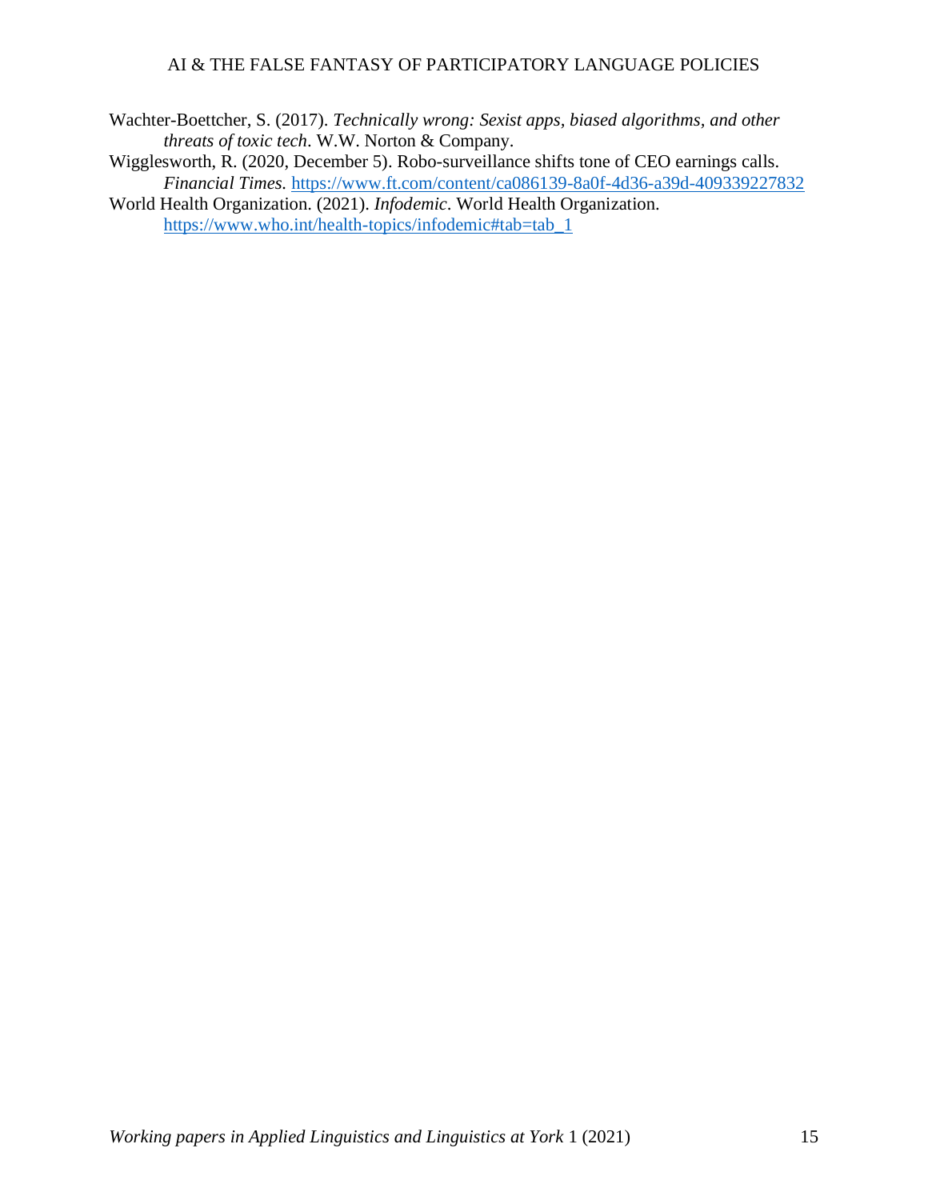Wachter-Boettcher, S. (2017). *Technically wrong: Sexist apps, biased algorithms, and other threats of toxic tech*. W.W. Norton & Company.

Wigglesworth, R. (2020, December 5). Robo-surveillance shifts tone of CEO earnings calls. *Financial Times.* https://www.ft.com/content/ca086139-8a0f-4d36-a39d-409339227832

World Health Organization. (2021). *Infodemic*. World Health Organization. https://www.who.int/health-topics/infodemic#tab=tab_1